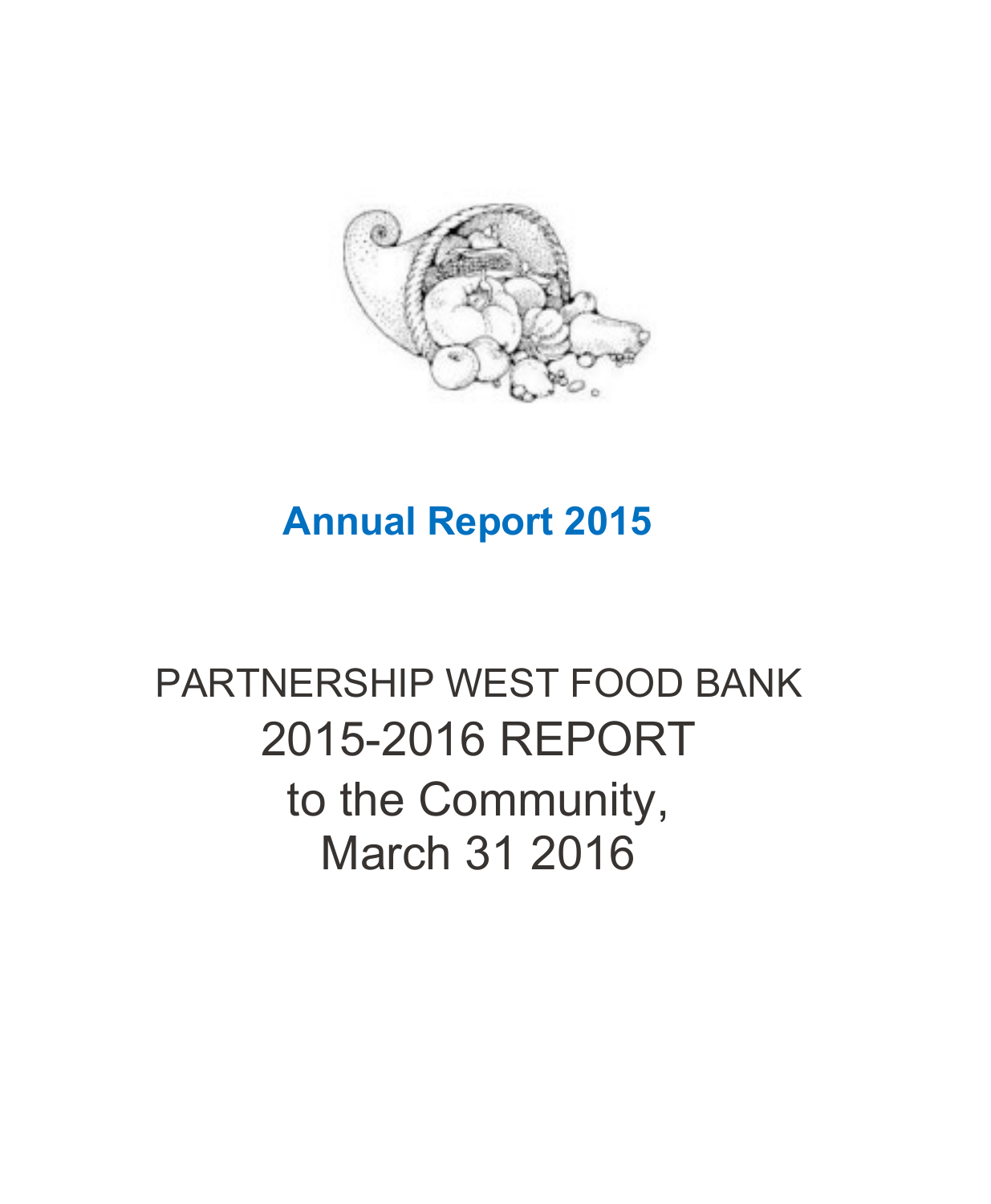# Annual Report 2015

PARTNERSHIP WEST FOOD BANK

2015-2016 REPORT

to the Community,

March 31 2016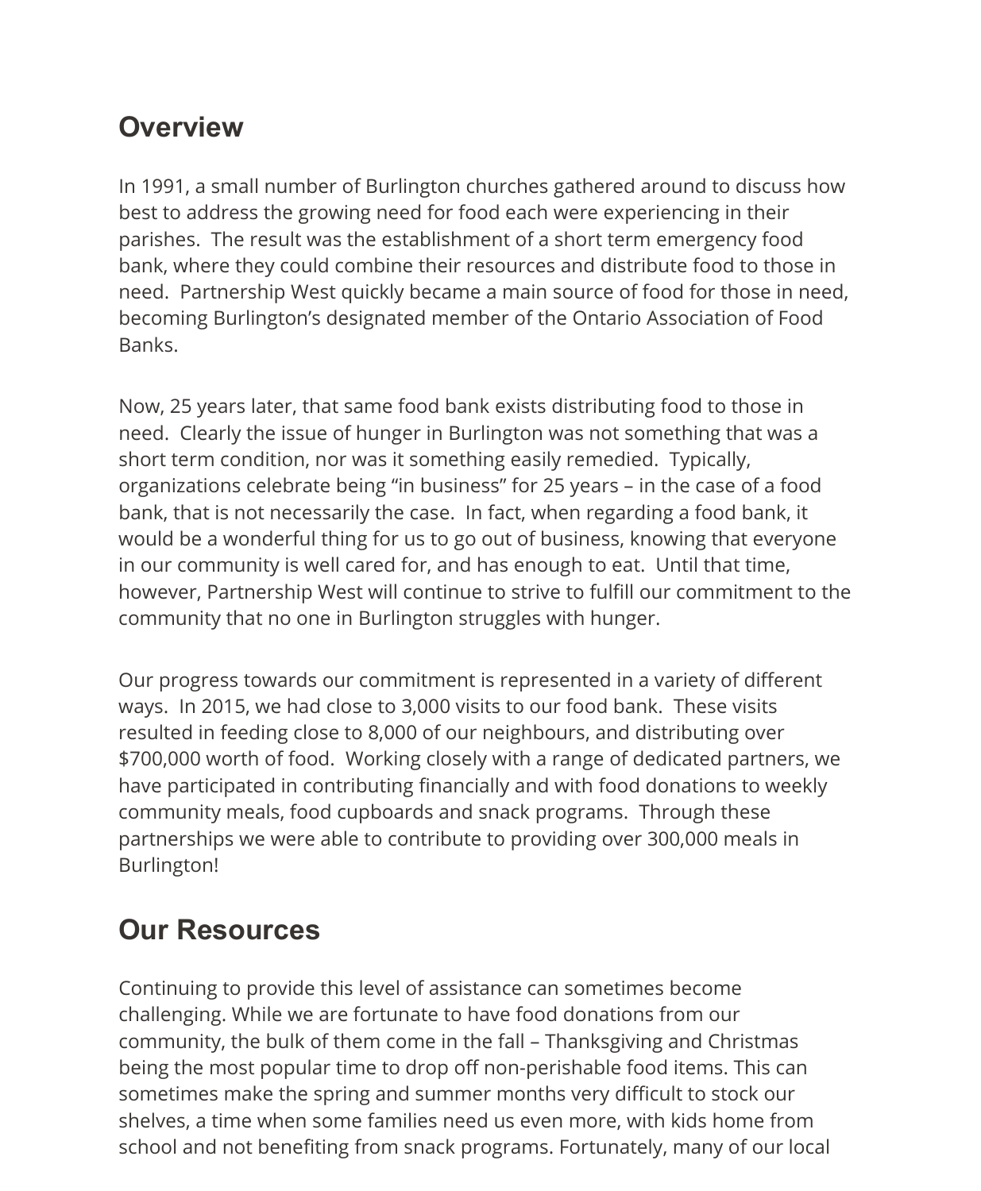## Overview

In 1991, a small number of Burlington churches gathered around to discuss how best to address the growing need for food each were experiencing in their parishes. The result was the establishment of a short term emergency food bank, where they could combine their resources and distribute food to those in need. Partnership West quickly became a main source of food for those in need, becoming Burlington's designated member of the Ontario Association of Food Banks.

Now, 25 years later, that same food bank exists distributing food to those in need. Clearly the issue of hunger in Burlington was not something that was a short term condition, nor was it something easily remedied. Typically, organizations celebrate being "in business" for 25 years – in the case of a food bank, that is not necessarily the case. In fact, when regarding a food bank, it would be a wonderful thing for us to go out of business, knowing that everyone in our community is well cared for, and has enough to eat. Until that time, however, Partnership West will continue to strive to fulfill our commitment to the community that no one in Burlington struggles with hunger.

Our progress towards our commitment is represented in a variety of different ways. In 2015, we had close to 3,000 visits to our food bank. These visits resulted in feeding close to 8,000 of our neighbours, and distributing over $700,000 worth of food. Working closely with a range of dedicated partners, we have participated in contributing financially and with food donations to weekly community meals, food cupboards and snack programs. Through these partnerships we were able to contribute to providing over 300,000 meals in Burlington!

## Our Resources

Continuing to provide this level of assistance can sometimes become challenging. While we are fortunate to have food donations from our community, the bulk of them come in the fall – Thanksgiving and Christmas being the most popular time to drop off non-perishable food items. This can sometimes make the spring and summer months very difficult to stock our shelves, a time when some families need us even more, with kids home from school and not benefiting from snack programs. Fortunately, many of our local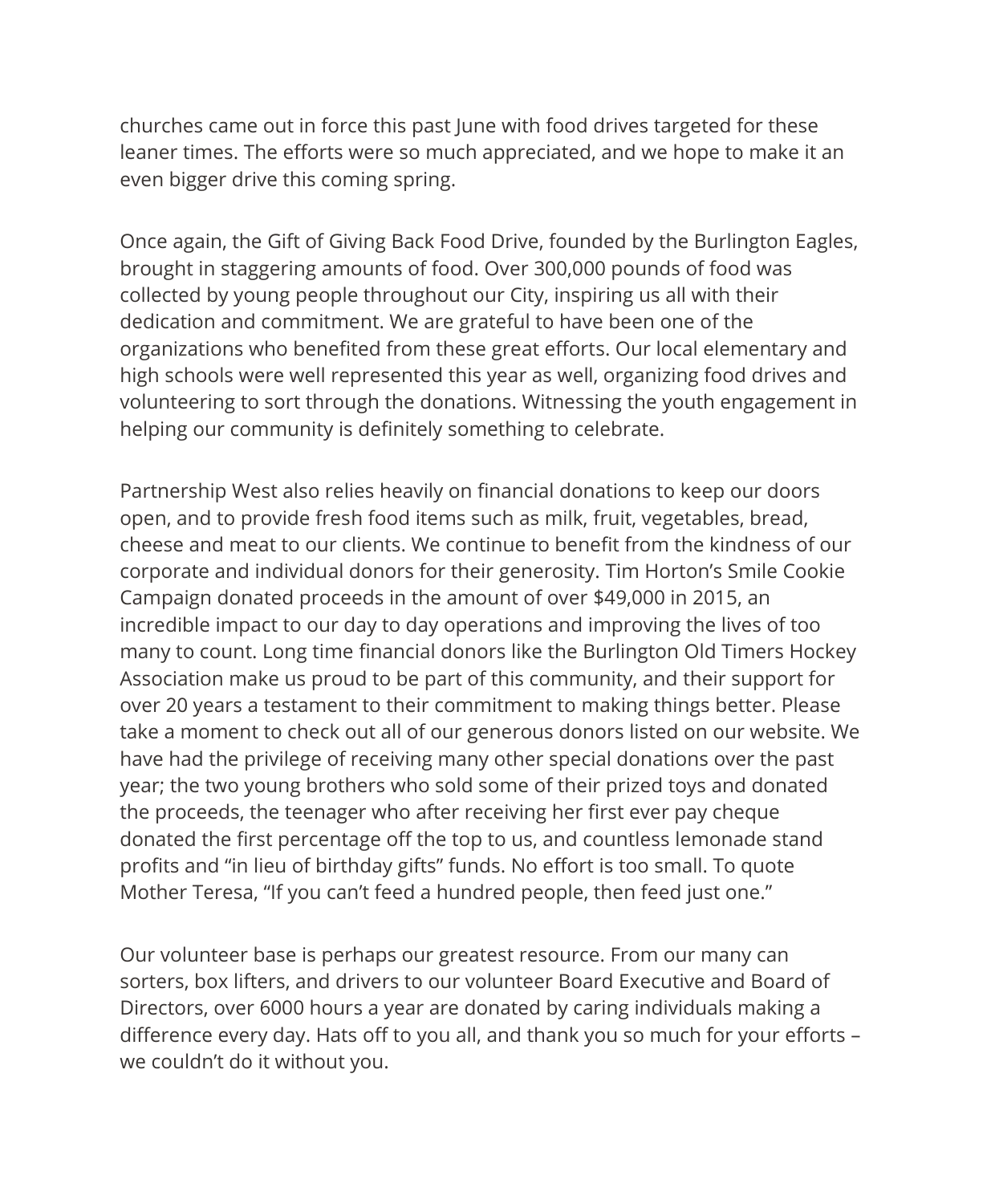churches came out in force this past June with food drives targeted for these leaner times. The efforts were so much appreciated, and we hope to make it an even bigger drive this coming spring.

Once again, the Gift of Giving Back Food Drive, founded by the Burlington Eagles, brought in staggering amounts of food. Over 300,000 pounds of food was collected by young people throughout our City, inspiring us all with their dedication and commitment. We are grateful to have been one of the organizations who benefited from these great efforts. Our local elementary and high schools were well represented this year as well, organizing food drives and volunteering to sort through the donations. Witnessing the youth engagement in helping our community is definitely something to celebrate.

Partnership West also relies heavily on financial donations to keep our doors open, and to provide fresh food items such as milk, fruit, vegetables, bread, cheese and meat to our clients. We continue to benefit from the kindness of our corporate and individual donors for their generosity. Tim Horton's Smile Cookie Campaign donated proceeds in the amount of over $49,000 in 2015, an incredible impact to our day to day operations and improving the lives of too many to count. Long time financial donors like the Burlington Old Timers Hockey Association make us proud to be part of this community, and their support for over 20 years a testament to their commitment to making things better. Please take a moment to check out all of our generous donors listed on our website. We have had the privilege of receiving many other special donations over the past year; the two young brothers who sold some of their prized toys and donated the proceeds, the teenager who after receiving her first ever pay cheque donated the first percentage off the top to us, and countless lemonade stand profits and "in lieu of birthday gifts" funds. No effort is too small. To quote Mother Teresa, "If you can't feed a hundred people, then feed just one."

Our volunteer base is perhaps our greatest resource. From our many can sorters, box lifters, and drivers to our volunteer Board Executive and Board of Directors, over 6000 hours a year are donated by caring individuals making a difference every day. Hats off to you all, and thank you so much for your efforts – we couldn't do it without you.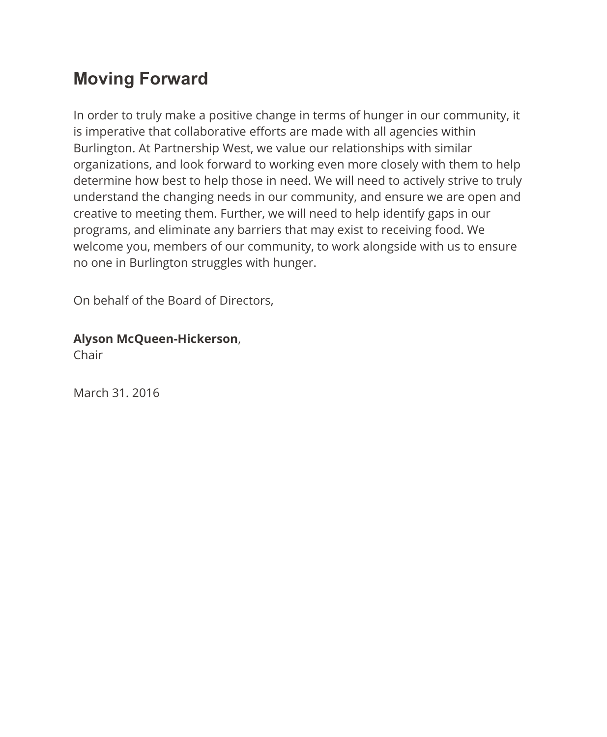## Moving Forward

In order to truly make a positive change in terms of hunger in our community, it is imperative that collaborative efforts are made with all agencies within Burlington. At Partnership West, we value our relationships with similar organizations, and look forward to working even more closely with them to help determine how best to help those in need. We will need to actively strive to truly understand the changing needs in our community, and ensure we are open and creative to meeting them. Further, we will need to help identify gaps in our programs, and eliminate any barriers that may exist to receiving food. We welcome you, members of our community, to work alongside with us to ensure no one in Burlington struggles with hunger.

On behalf of the Board of Directors,

**Alyson McQueen-Hickerson**,
Chair

March 31. 2016